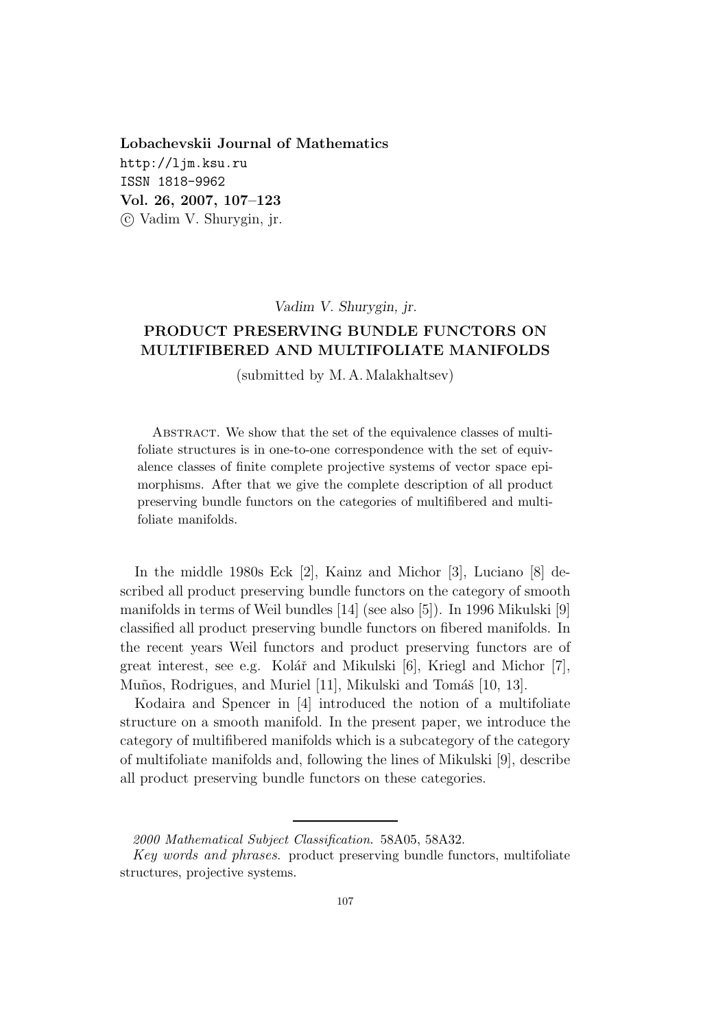**Lobachevskii Journal of Mathematics**
http://ljm.ksu.ru
ISSN 1818-9962
**Vol. 26, 2007, 107–123**
© Vadim V. Shurygin, jr.

*Vadim V. Shurygin, jr.*

# PRODUCT PRESERVING BUNDLE FUNCTORS ON MULTIFIBERED AND MULTIFOLIATE MANIFOLDS

(submitted by M. A. Malakhaltsev)

Abstract. We show that the set of the equivalence classes of multifoliate structures is in one-to-one correspondence with the set of equivalence classes of finite complete projective systems of vector space epimorphisms. After that we give the complete description of all product preserving bundle functors on the categories of multifibered and multifoliate manifolds.

In the middle 1980s Eck [2], Kainz and Michor [3], Luciano [8] described all product preserving bundle functors on the category of smooth manifolds in terms of Weil bundles [14] (see also [5]). In 1996 Mikulski [9] classified all product preserving bundle functors on fibered manifolds. In the recent years Weil functors and product preserving functors are of great interest, see e.g. Kolář and Mikulski [6], Kriegl and Michor [7], Muños, Rodrigues, and Muriel [11], Mikulski and Tomáš [10, 13].

Kodaira and Spencer in [4] introduced the notion of a multifoliate structure on a smooth manifold. In the present paper, we introduce the category of multifibered manifolds which is a subcategory of the category of multifoliate manifolds and, following the lines of Mikulski [9], describe all product preserving bundle functors on these categories.

---

*2000 Mathematical Subject Classification.* 58A05, 58A32.

*Key words and phrases.* product preserving bundle functors, multifoliate structures, projective systems.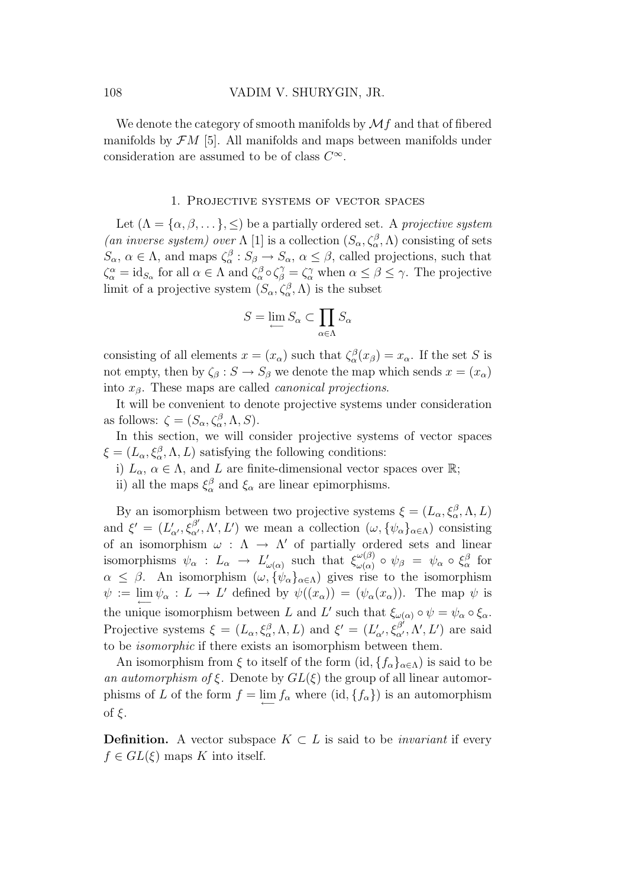We denote the category of smooth manifolds by $\mathcal{M}f$ and that of fibered manifolds by $\mathcal{FM}$ [5]. All manifolds and maps between manifolds under consideration are assumed to be of class $C^\infty$.

## 1. Projective systems of vector spaces

Let $(\Lambda = \{\alpha, \beta, \dots\}, \leq)$ be a partially ordered set. A *projective system (an inverse system) over* $\Lambda$ [1] is a collection $(S_\alpha, \zeta_\alpha^\beta, \Lambda)$ consisting of sets $S_\alpha$, $\alpha \in \Lambda$, and maps $\zeta_\alpha^\beta : S_\beta \to S_\alpha$, $\alpha \leq \beta$, called projections, such that $\zeta_\alpha^\alpha = \mathrm{id}_{S_\alpha}$ for all $\alpha \in \Lambda$ and $\zeta_\alpha^\beta \circ \zeta_\beta^\gamma = \zeta_\alpha^\gamma$ when $\alpha \leq \beta \leq \gamma$. The projective limit of a projective system $(S_\alpha, \zeta_\alpha^\beta, \Lambda)$ is the subset

$$S = \varprojlim S_\alpha \subset \prod_{\alpha \in \Lambda} S_\alpha$$

consisting of all elements $x = (x_\alpha)$ such that $\zeta_\alpha^\beta(x_\beta) = x_\alpha$. If the set $S$ is not empty, then by $\zeta_\beta : S \to S_\beta$ we denote the map which sends $x = (x_\alpha)$ into $x_\beta$. These maps are called *canonical projections*.

It will be convenient to denote projective systems under consideration as follows: $\zeta = (S_\alpha, \zeta_\alpha^\beta, \Lambda, S)$.

In this section, we will consider projective systems of vector spaces $\xi = (L_\alpha, \xi_\alpha^\beta, \Lambda, L)$ satisfying the following conditions:

i) $L_\alpha$, $\alpha \in \Lambda$, and $L$ are finite-dimensional vector spaces over $\mathbb{R}$;

ii) all the maps $\xi_\alpha^\beta$ and $\xi_\alpha$ are linear epimorphisms.

By an isomorphism between two projective systems $\xi = (L_\alpha, \xi_\alpha^\beta, \Lambda, L)$ and $\xi' = (L'_{\alpha'}, \xi'^{\beta'}_{\alpha'}, \Lambda', L')$ we mean a collection $(\omega, \{\psi_\alpha\}_{\alpha \in \Lambda})$ consisting of an isomorphism $\omega : \Lambda \to \Lambda'$ of partially ordered sets and linear isomorphisms $\psi_\alpha : L_\alpha \to L'_{\omega(\alpha)}$ such that $\xi_{\omega(\alpha)}^{\omega(\beta)} \circ \psi_\beta = \psi_\alpha \circ \xi_\alpha^\beta$ for $\alpha \leq \beta$. An isomorphism $(\omega, \{\psi_\alpha\}_{\alpha \in \Lambda})$ gives rise to the isomorphism $\psi := \varprojlim \psi_\alpha : L \to L'$ defined by $\psi((x_\alpha)) = (\psi_\alpha(x_\alpha))$. The map $\psi$ is the unique isomorphism between $L$ and $L'$ such that $\xi_{\omega(\alpha)} \circ \psi = \psi_\alpha \circ \xi_\alpha$. Projective systems $\xi = (L_\alpha, \xi_\alpha^\beta, \Lambda, L)$ and $\xi' = (L'_{\alpha'}, \xi'^{\beta'}_{\alpha'}, \Lambda', L')$ are said to be *isomorphic* if there exists an isomorphism between them.

An isomorphism from $\xi$ to itself of the form $(\mathrm{id}, \{f_\alpha\}_{\alpha \in \Lambda})$ is said to be *an automorphism of* $\xi$. Denote by $GL(\xi)$ the group of all linear automorphisms of $L$ of the form $f = \varprojlim f_\alpha$ where $(\mathrm{id}, \{f_\alpha\})$ is an automorphism of $\xi$.

**Definition.** A vector subspace $K \subset L$ is said to be *invariant* if every $f \in GL(\xi)$ maps $K$ into itself.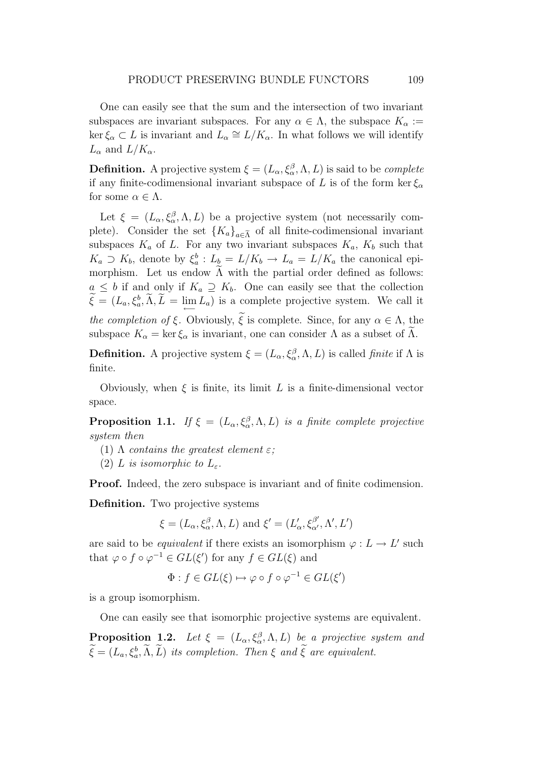One can easily see that the sum and the intersection of two invariant subspaces are invariant subspaces. For any $\alpha \in \Lambda$, the subspace $K_\alpha := \ker \xi_\alpha \subset L$ is invariant and $L_\alpha \cong L/K_\alpha$. In what follows we will identify $L_\alpha$ and $L/K_\alpha$.

**Definition.** A projective system $\xi = (L_\alpha, \xi_\alpha^\beta, \Lambda, L)$ is said to be *complete* if any finite-codimensional invariant subspace of $L$ is of the form $\ker \xi_\alpha$ for some $\alpha \in \Lambda$.

Let $\xi = (L_\alpha, \xi_\alpha^\beta, \Lambda, L)$ be a projective system (not necessarily complete). Consider the set $\{K_a\}_{a \in \widetilde{\Lambda}}$ of all finite-codimensional invariant subspaces $K_a$ of $L$. For any two invariant subspaces $K_a$, $K_b$ such that $K_a \supset K_b$, denote by $\xi_a^b : L_b = L/K_b \to L_a = L/K_a$ the canonical epimorphism. Let us endow $\widetilde{\Lambda}$ with the partial order defined as follows: $a \leq b$ if and only if $K_a \supseteq K_b$. One can easily see that the collection $\widetilde{\xi} = (L_a, \xi_a^b, \widetilde{\Lambda}, \widetilde{L} = \varprojlim L_a)$ is a complete projective system. We call it *the completion of* $\xi$. Obviously, $\widetilde{\xi}$ is complete. Since, for any $\alpha \in \Lambda$, the subspace $K_\alpha = \ker \xi_\alpha$ is invariant, one can consider $\Lambda$ as a subset of $\widetilde{\Lambda}$.

**Definition.** A projective system $\xi = (L_\alpha, \xi_\alpha^\beta, \Lambda, L)$ is called *finite* if $\Lambda$ is finite.

Obviously, when $\xi$ is finite, its limit $L$ is a finite-dimensional vector space.

**Proposition 1.1.** *If* $\xi = (L_\alpha, \xi_\alpha^\beta, \Lambda, L)$ *is a finite complete projective system then*

(1) $\Lambda$ *contains the greatest element* $\varepsilon$*;*

(2) $L$ *is isomorphic to* $L_\varepsilon$*.*

**Proof.** Indeed, the zero subspace is invariant and of finite codimension.

**Definition.** Two projective systems

$$\xi = (L_\alpha, \xi_\alpha^\beta, \Lambda, L) \text{ and } \xi' = (L'_\alpha, \xi_{\alpha'}^{\beta'}, \Lambda', L')$$

are said to be *equivalent* if there exists an isomorphism $\varphi : L \to L'$ such that $\varphi \circ f \circ \varphi^{-1} \in GL(\xi')$ for any $f \in GL(\xi)$ and

$$\Phi : f \in GL(\xi) \mapsto \varphi \circ f \circ \varphi^{-1} \in GL(\xi')$$

is a group isomorphism.

One can easily see that isomorphic projective systems are equivalent.

**Proposition 1.2.** *Let* $\xi = (L_\alpha, \xi_\alpha^\beta, \Lambda, L)$ *be a projective system and* $\widetilde{\xi} = (L_a, \xi_a^b, \widetilde{\Lambda}, \widetilde{L})$ *its completion. Then* $\xi$ *and* $\widetilde{\xi}$ *are equivalent.*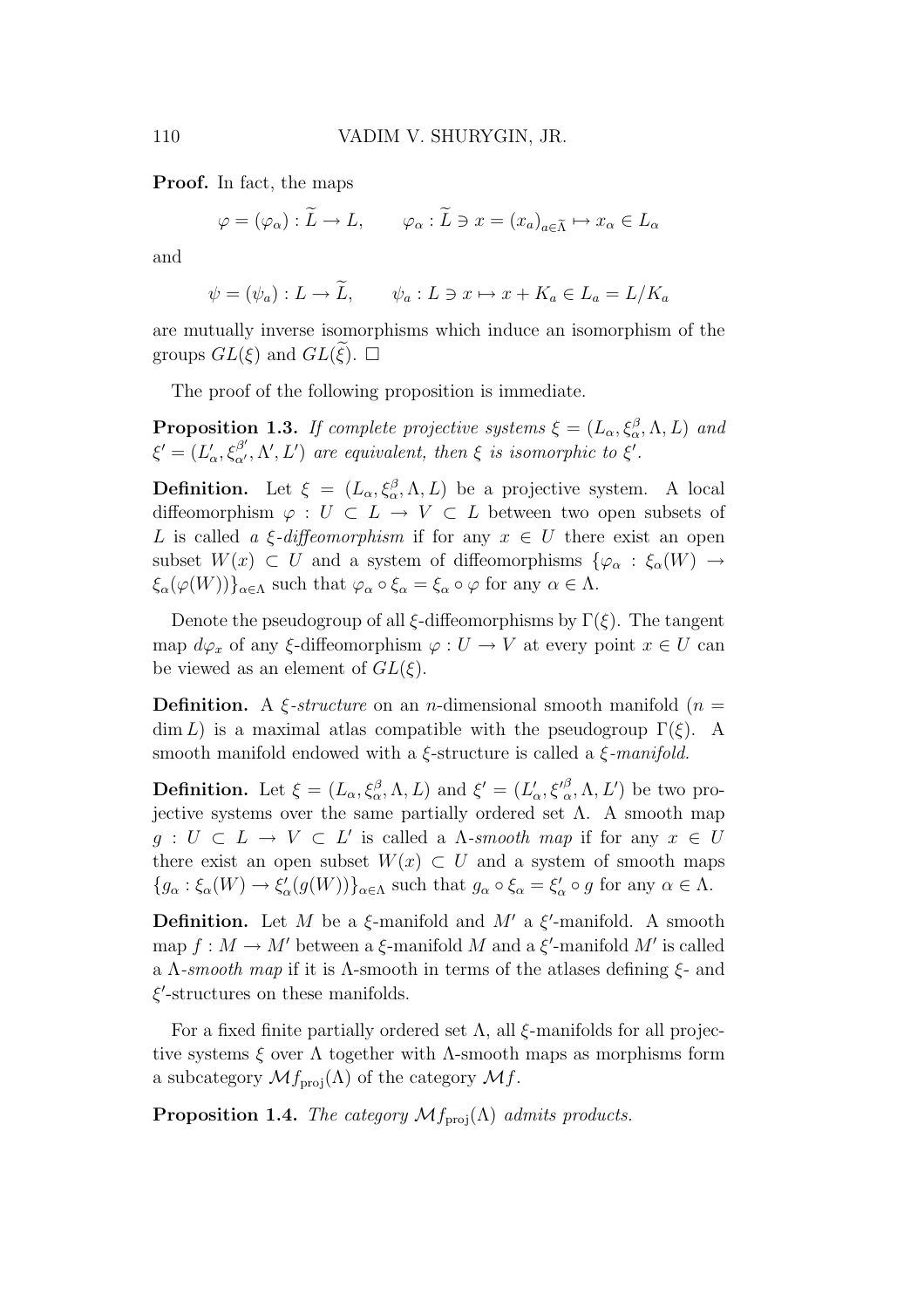**Proof.** In fact, the maps

$$\varphi = (\varphi_\alpha) : \widetilde{L} \to L, \qquad \varphi_\alpha : \widetilde{L} \ni x = (x_a)_{a \in \widetilde{\Lambda}} \mapsto x_\alpha \in L_\alpha$$

and

$$\psi = (\psi_a) : L \to \widetilde{L}, \qquad \psi_a : L \ni x \mapsto x + K_a \in L_a = L/K_a$$

are mutually inverse isomorphisms which induce an isomorphism of the groups $GL(\xi)$ and $GL(\widetilde{\xi})$. $\square$

The proof of the following proposition is immediate.

**Proposition 1.3.** *If complete projective systems $\xi = (L_\alpha, \xi_\alpha^\beta, \Lambda, L)$ and $\xi' = (L'_\alpha, \xi_{\alpha'}^{\beta'}, \Lambda', L')$ are equivalent, then $\xi$ is isomorphic to $\xi'$.*

**Definition.** Let $\xi = (L_\alpha, \xi_\alpha^\beta, \Lambda, L)$ be a projective system. A local diffeomorphism $\varphi : U \subset L \to V \subset L$ between two open subsets of $L$ is called *a $\xi$-diffeomorphism* if for any $x \in U$ there exist an open subset $W(x) \subset U$ and a system of diffeomorphisms $\{\varphi_\alpha : \xi_\alpha(W) \to \xi_\alpha(\varphi(W))\}_{\alpha \in \Lambda}$ such that $\varphi_\alpha \circ \xi_\alpha = \xi_\alpha \circ \varphi$ for any $\alpha \in \Lambda$.

Denote the pseudogroup of all $\xi$-diffeomorphisms by $\Gamma(\xi)$. The tangent map $d\varphi_x$ of any $\xi$-diffeomorphism $\varphi : U \to V$ at every point $x \in U$ can be viewed as an element of $GL(\xi)$.

**Definition.** A *$\xi$-structure* on an $n$-dimensional smooth manifold ($n = \dim L$) is a maximal atlas compatible with the pseudogroup $\Gamma(\xi)$. A smooth manifold endowed with a $\xi$-structure is called a *$\xi$-manifold.*

**Definition.** Let $\xi = (L_\alpha, \xi_\alpha^\beta, \Lambda, L)$ and $\xi' = (L'_\alpha, {\xi'}_\alpha^\beta, \Lambda, L')$ be two projective systems over the same partially ordered set $\Lambda$. A smooth map $g : U \subset L \to V \subset L'$ is called a *$\Lambda$-smooth map* if for any $x \in U$ there exist an open subset $W(x) \subset U$ and a system of smooth maps $\{g_\alpha : \xi_\alpha(W) \to \xi'_\alpha(g(W))\}_{\alpha \in \Lambda}$ such that $g_\alpha \circ \xi_\alpha = \xi'_\alpha \circ g$ for any $\alpha \in \Lambda$.

**Definition.** Let $M$ be a $\xi$-manifold and $M'$ a $\xi'$-manifold. A smooth map $f : M \to M'$ between a $\xi$-manifold $M$ and a $\xi'$-manifold $M'$ is called a *$\Lambda$-smooth map* if it is $\Lambda$-smooth in terms of the atlases defining $\xi$- and $\xi'$-structures on these manifolds.

For a fixed finite partially ordered set $\Lambda$, all $\xi$-manifolds for all projective systems $\xi$ over $\Lambda$ together with $\Lambda$-smooth maps as morphisms form a subcategory $\mathcal{M}f_{\text{proj}}(\Lambda)$ of the category $\mathcal{M}f$.

**Proposition 1.4.** *The category $\mathcal{M}f_{\text{proj}}(\Lambda)$ admits products.*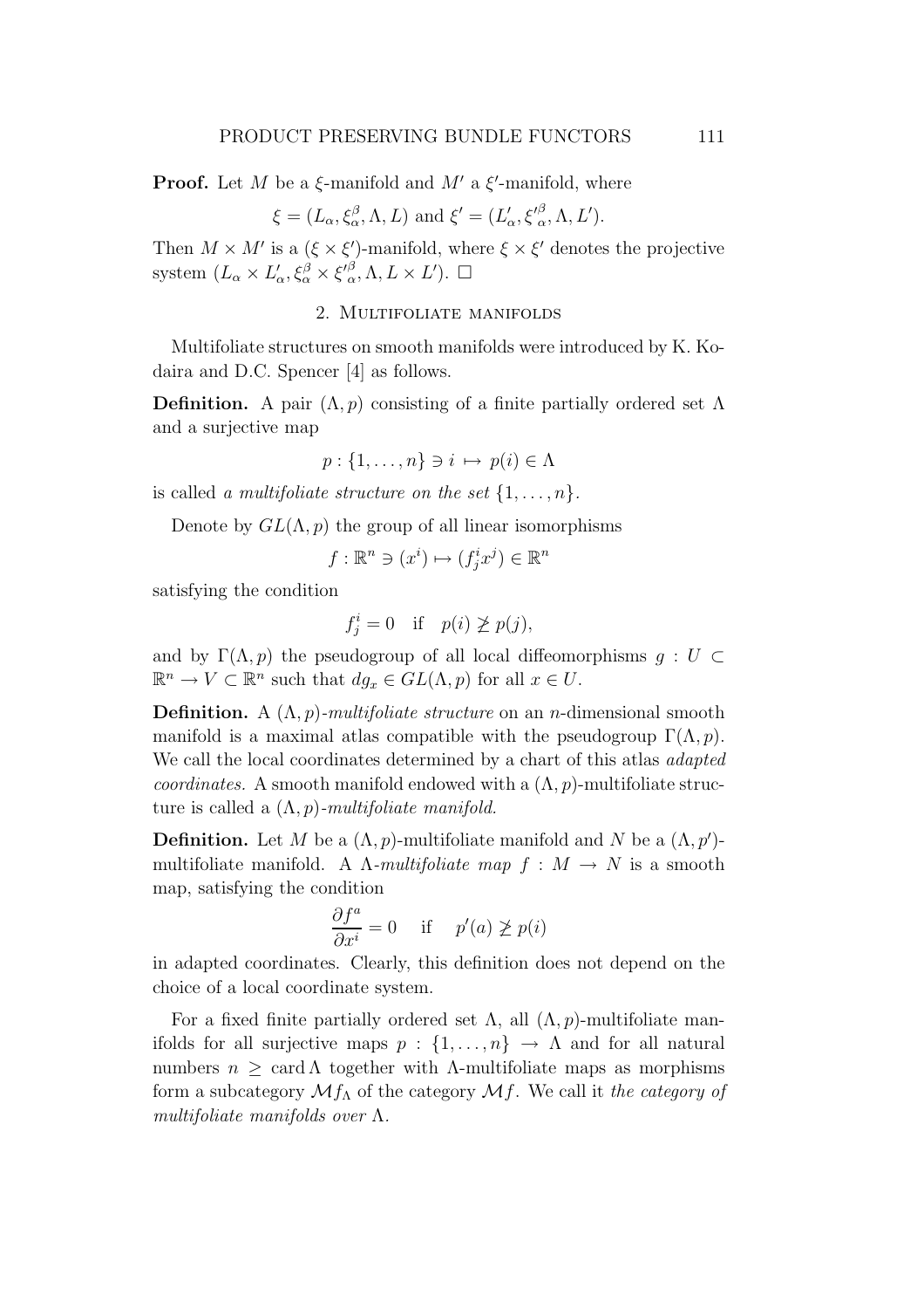**Proof.** Let $M$ be a $\xi$-manifold and $M'$ a $\xi'$-manifold, where

$$\xi = (L_\alpha, \xi_\alpha^\beta, \Lambda, L) \text{ and } \xi' = (L'_\alpha, {\xi'}_\alpha^\beta, \Lambda, L').$$

Then $M \times M'$ is a $(\xi \times \xi')$-manifold, where $\xi \times \xi'$ denotes the projective system $(L_\alpha \times L'_\alpha, \xi_\alpha^\beta \times {\xi'}_\alpha^\beta, \Lambda, L \times L')$. $\square$

## 2. Multifoliate manifolds

Multifoliate structures on smooth manifolds were introduced by K. Kodaira and D.C. Spencer [4] as follows.

**Definition.** A pair $(\Lambda, p)$ consisting of a finite partially ordered set $\Lambda$ and a surjective map

$$p : \{1, \ldots, n\} \ni i \mapsto p(i) \in \Lambda$$

is called *a multifoliate structure on the set* $\{1, \ldots, n\}$.

Denote by $GL(\Lambda, p)$ the group of all linear isomorphisms

$$f : \mathbb{R}^n \ni (x^i) \mapsto (f_j^i x^j) \in \mathbb{R}^n$$

satisfying the condition

$$f_j^i = 0 \quad \text{if} \quad p(i) \ngeq p(j),$$

and by $\Gamma(\Lambda, p)$ the pseudogroup of all local diffeomorphisms $g : U \subset \mathbb{R}^n \to V \subset \mathbb{R}^n$ such that $dg_x \in GL(\Lambda, p)$ for all $x \in U$.

**Definition.** A $(\Lambda, p)$*-multifoliate structure* on an $n$-dimensional smooth manifold is a maximal atlas compatible with the pseudogroup $\Gamma(\Lambda, p)$. We call the local coordinates determined by a chart of this atlas *adapted coordinates.* A smooth manifold endowed with a $(\Lambda, p)$-multifoliate structure is called a $(\Lambda, p)$*-multifoliate manifold.*

**Definition.** Let $M$ be a $(\Lambda, p)$-multifoliate manifold and $N$ be a $(\Lambda, p')$-multifoliate manifold. A $\Lambda$*-multifoliate map* $f : M \to N$ is a smooth map, satisfying the condition

$$\frac{\partial f^a}{\partial x^i} = 0 \quad \text{if} \quad p'(a) \ngeq p(i)$$

in adapted coordinates. Clearly, this definition does not depend on the choice of a local coordinate system.

For a fixed finite partially ordered set $\Lambda$, all $(\Lambda, p)$-multifoliate manifolds for all surjective maps $p : \{1, \ldots, n\} \to \Lambda$ and for all natural numbers $n \geq \operatorname{card} \Lambda$ together with $\Lambda$-multifoliate maps as morphisms form a subcategory $\mathcal{M}f_\Lambda$ of the category $\mathcal{M}f$. We call it *the category of multifoliate manifolds over* $\Lambda$.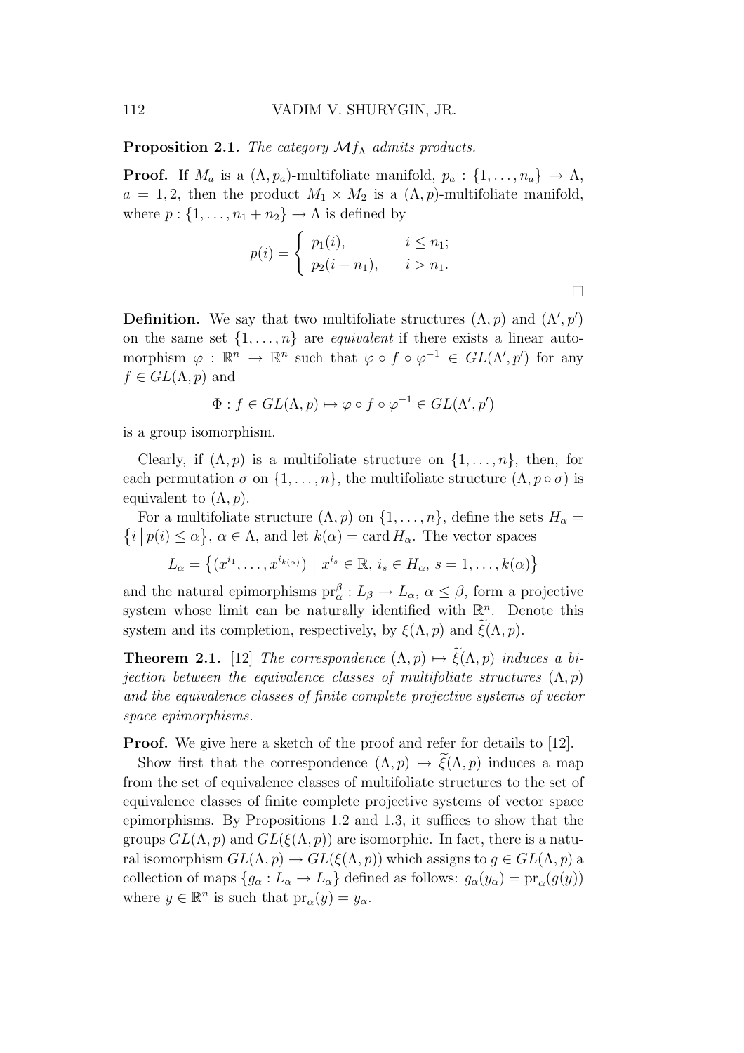**Proposition 2.1.** *The category $\mathcal{M}f_\Lambda$ admits products.*

**Proof.** If $M_a$ is a $(\Lambda, p_a)$-multifoliate manifold, $p_a : \{1, \dots, n_a\} \to \Lambda$, $a = 1, 2$, then the product $M_1 \times M_2$ is a $(\Lambda, p)$-multifoliate manifold, where $p : \{1, \dots, n_1 + n_2\} \to \Lambda$ is defined by

$$p(i) = \begin{cases} p_1(i), & i \leq n_1; \\ p_2(i - n_1), & i > n_1. \end{cases}$$

$\square$

**Definition.** We say that two multifoliate structures $(\Lambda, p)$ and $(\Lambda', p')$ on the same set $\{1, \dots, n\}$ are *equivalent* if there exists a linear automorphism $\varphi : \mathbb{R}^n \to \mathbb{R}^n$ such that $\varphi \circ f \circ \varphi^{-1} \in GL(\Lambda', p')$ for any $f \in GL(\Lambda, p)$ and

$$\Phi : f \in GL(\Lambda, p) \mapsto \varphi \circ f \circ \varphi^{-1} \in GL(\Lambda', p')$$

is a group isomorphism.

Clearly, if $(\Lambda, p)$ is a multifoliate structure on $\{1, \dots, n\}$, then, for each permutation $\sigma$ on $\{1, \dots, n\}$, the multifoliate structure $(\Lambda, p \circ \sigma)$ is equivalent to $(\Lambda, p)$.

For a multifoliate structure $(\Lambda, p)$ on $\{1, \dots, n\}$, define the sets $H_\alpha = \{i \mid p(i) \leq \alpha\}$, $\alpha \in \Lambda$, and let $k(\alpha) = \operatorname{card} H_\alpha$. The vector spaces

$$L_\alpha = \{(x^{i_1}, \dots, x^{i_{k(\alpha)}}) \mid x^{i_s} \in \mathbb{R},\, i_s \in H_\alpha,\, s = 1, \dots, k(\alpha)\}$$

and the natural epimorphisms $\mathrm{pr}^\beta_\alpha : L_\beta \to L_\alpha$, $\alpha \leq \beta$, form a projective system whose limit can be naturally identified with $\mathbb{R}^n$. Denote this system and its completion, respectively, by $\xi(\Lambda, p)$ and $\widetilde{\xi}(\Lambda, p)$.

**Theorem 2.1.** [12] *The correspondence $(\Lambda, p) \mapsto \widetilde{\xi}(\Lambda, p)$ induces a bijection between the equivalence classes of multifoliate structures $(\Lambda, p)$ and the equivalence classes of finite complete projective systems of vector space epimorphisms.*

**Proof.** We give here a sketch of the proof and refer for details to [12].

Show first that the correspondence $(\Lambda, p) \mapsto \widetilde{\xi}(\Lambda, p)$ induces a map from the set of equivalence classes of multifoliate structures to the set of equivalence classes of finite complete projective systems of vector space epimorphisms. By Propositions 1.2 and 1.3, it suffices to show that the groups $GL(\Lambda, p)$ and $GL(\xi(\Lambda, p))$ are isomorphic. In fact, there is a natural isomorphism $GL(\Lambda, p) \to GL(\xi(\Lambda, p))$ which assigns to $g \in GL(\Lambda, p)$ a collection of maps $\{g_\alpha : L_\alpha \to L_\alpha\}$ defined as follows: $g_\alpha(y_\alpha) = \mathrm{pr}_\alpha(g(y))$ where $y \in \mathbb{R}^n$ is such that $\mathrm{pr}_\alpha(y) = y_\alpha$.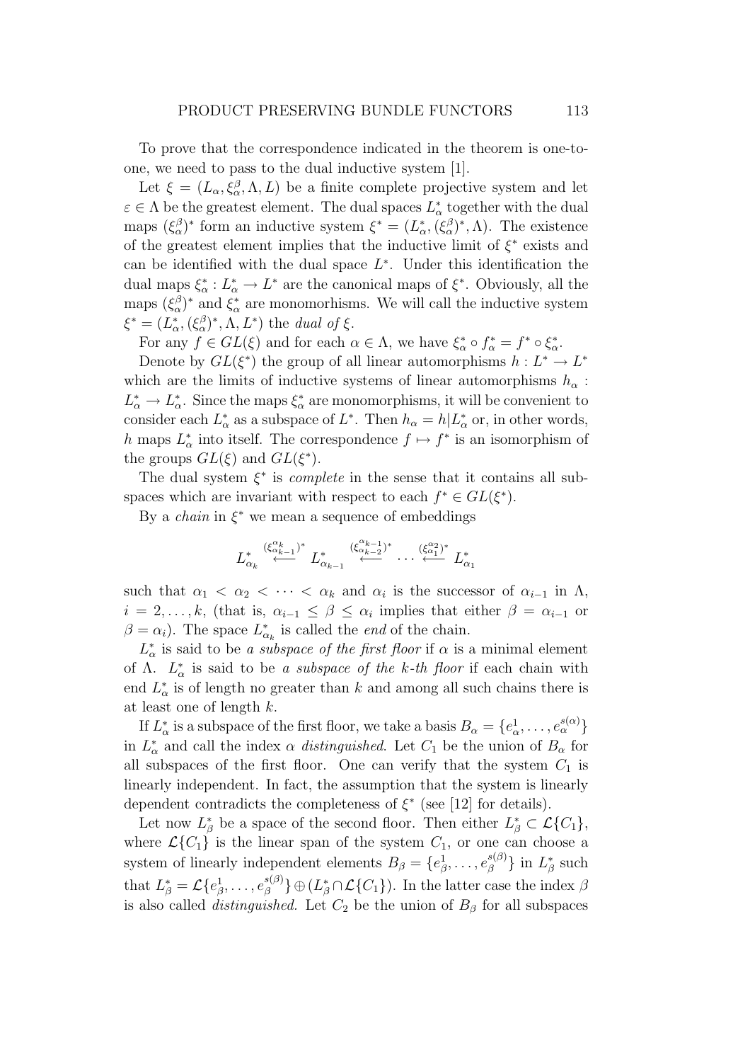To prove that the correspondence indicated in the theorem is one-to-one, we need to pass to the dual inductive system [1].

Let $\xi = (L_\alpha, \xi_\alpha^\beta, \Lambda, L)$ be a finite complete projective system and let $\varepsilon \in \Lambda$ be the greatest element. The dual spaces $L_\alpha^*$ together with the dual maps $(\xi_\alpha^\beta)^*$ form an inductive system $\xi^* = (L_\alpha^*, (\xi_\alpha^\beta)^*, \Lambda)$. The existence of the greatest element implies that the inductive limit of $\xi^*$ exists and can be identified with the dual space $L^*$. Under this identification the dual maps $\xi_\alpha^* : L_\alpha^* \to L^*$ are the canonical maps of $\xi^*$. Obviously, all the maps $(\xi_\alpha^\beta)^*$ and $\xi_\alpha^*$ are monomorhisms. We will call the inductive system $\xi^* = (L_\alpha^*, (\xi_\alpha^\beta)^*, \Lambda, L^*)$ the *dual of* $\xi$.

For any $f \in GL(\xi)$ and for each $\alpha \in \Lambda$, we have $\xi_\alpha^* \circ f_\alpha^* = f^* \circ \xi_\alpha^*$.

Denote by $GL(\xi^*)$ the group of all linear automorphisms $h : L^* \to L^*$ which are the limits of inductive systems of linear automorphisms $h_\alpha : L_\alpha^* \to L_\alpha^*$. Since the maps $\xi_\alpha^*$ are monomorphisms, it will be convenient to consider each $L_\alpha^*$ as a subspace of $L^*$. Then $h_\alpha = h|L_\alpha^*$ or, in other words, $h$ maps $L_\alpha^*$ into itself. The correspondence $f \mapsto f^*$ is an isomorphism of the groups $GL(\xi)$ and $GL(\xi^*)$.

The dual system $\xi^*$ is *complete* in the sense that it contains all subspaces which are invariant with respect to each $f^* \in GL(\xi^*)$.

By a *chain* in $\xi^*$ we mean a sequence of embeddings

$$L_{\alpha_k}^* \stackrel{(\xi_{\alpha_{k-1}}^{\alpha_k})^*}{\longleftarrow} L_{\alpha_{k-1}}^* \stackrel{(\xi_{\alpha_{k-2}}^{\alpha_{k-1}})^*}{\longleftarrow} \dots \stackrel{(\xi_{\alpha_1}^{\alpha_2})^*}{\longleftarrow} L_{\alpha_1}^*$$

such that $\alpha_1 < \alpha_2 < \dots < \alpha_k$ and $\alpha_i$ is the successor of $\alpha_{i-1}$ in $\Lambda$, $i = 2, \dots, k$, (that is, $\alpha_{i-1} \le \beta \le \alpha_i$ implies that either $\beta = \alpha_{i-1}$ or $\beta = \alpha_i$). The space $L_{\alpha_k}^*$ is called the *end* of the chain.

$L_\alpha^*$ is said to be *a subspace of the first floor* if $\alpha$ is a minimal element of $\Lambda$. $L_\alpha^*$ is said to be *a subspace of the k-th floor* if each chain with end $L_\alpha^*$ is of length no greater than $k$ and among all such chains there is at least one of length $k$.

If $L_\alpha^*$ is a subspace of the first floor, we take a basis $B_\alpha = \{e_\alpha^1, \dots, e_\alpha^{s(\alpha)}\}$ in $L_\alpha^*$ and call the index $\alpha$ *distinguished*. Let $C_1$ be the union of $B_\alpha$ for all subspaces of the first floor. One can verify that the system $C_1$ is linearly independent. In fact, the assumption that the system is linearly dependent contradicts the completeness of $\xi^*$ (see [12] for details).

Let now $L_\beta^*$ be a space of the second floor. Then either $L_\beta^* \subset \mathcal{L}\{C_1\}$, where $\mathcal{L}\{C_1\}$ is the linear span of the system $C_1$, or one can choose a system of linearly independent elements $B_\beta = \{e_\beta^1, \dots, e_\beta^{s(\beta)}\}$ in $L_\beta^*$ such that $L_\beta^* = \mathcal{L}\{e_\beta^1, \dots, e_\beta^{s(\beta)}\} \oplus (L_\beta^* \cap \mathcal{L}\{C_1\})$. In the latter case the index $\beta$ is also called *distinguished*. Let $C_2$ be the union of $B_\beta$ for all subspaces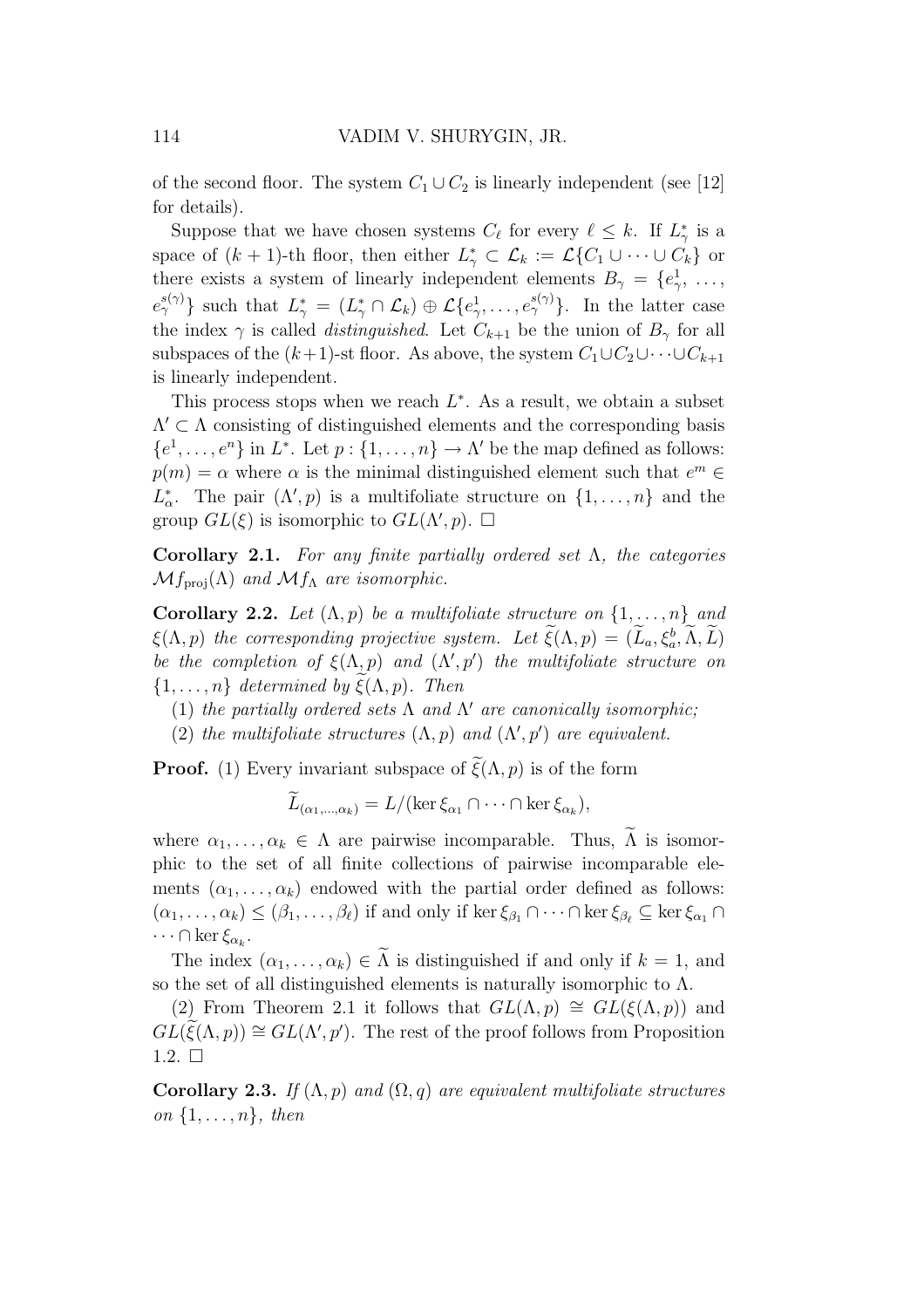of the second floor. The system $C_1 \cup C_2$ is linearly independent (see [12] for details).

Suppose that we have chosen systems $C_\ell$ for every $\ell \leq k$. If $L^*_\gamma$ is a space of $(k+1)$-th floor, then either $L^*_\gamma \subset \mathcal{L}_k := \mathcal{L}\{C_1 \cup \cdots \cup C_k\}$ or there exists a system of linearly independent elements $B_\gamma = \{e^1_\gamma, \ldots, e^{s(\gamma)}_\gamma\}$ such that $L^*_\gamma = (L^*_\gamma \cap \mathcal{L}_k) \oplus \mathcal{L}\{e^1_\gamma, \ldots, e^{s(\gamma)}_\gamma\}$. In the latter case the index $\gamma$ is called *distinguished*. Let $C_{k+1}$ be the union of $B_\gamma$ for all subspaces of the $(k+1)$-st floor. As above, the system $C_1 \cup C_2 \cup \cdots \cup C_{k+1}$ is linearly independent.

This process stops when we reach $L^*$. As a result, we obtain a subset $\Lambda' \subset \Lambda$ consisting of distinguished elements and the corresponding basis $\{e^1, \ldots, e^n\}$ in $L^*$. Let $p : \{1, \ldots, n\} \to \Lambda'$ be the map defined as follows: $p(m) = \alpha$ where $\alpha$ is the minimal distinguished element such that $e^m \in L^*_\alpha$. The pair $(\Lambda', p)$ is a multifoliate structure on $\{1, \ldots, n\}$ and the group $GL(\xi)$ is isomorphic to $GL(\Lambda', p)$. $\square$

**Corollary 2.1.** *For any finite partially ordered set $\Lambda$, the categories $\mathcal{M}f_{\mathrm{proj}}(\Lambda)$ and $\mathcal{M}f_\Lambda$ are isomorphic.*

**Corollary 2.2.** *Let $(\Lambda, p)$ be a multifoliate structure on $\{1, \ldots, n\}$ and $\xi(\Lambda, p)$ the corresponding projective system. Let $\widetilde{\xi}(\Lambda, p) = (\widetilde{L}_a, \xi^b_a, \widetilde{\Lambda}, \widetilde{L})$ be the completion of $\xi(\Lambda, p)$ and $(\Lambda', p')$ the multifoliate structure on $\{1, \ldots, n\}$ determined by $\widetilde{\xi}(\Lambda, p)$. Then*

(1) *the partially ordered sets $\Lambda$ and $\Lambda'$ are canonically isomorphic;*

(2) *the multifoliate structures $(\Lambda, p)$ and $(\Lambda', p')$ are equivalent.*

**Proof.** (1) Every invariant subspace of $\widetilde{\xi}(\Lambda, p)$ is of the form

$$\widetilde{L}_{(\alpha_1, \ldots, \alpha_k)} = L/(\ker \xi_{\alpha_1} \cap \cdots \cap \ker \xi_{\alpha_k}),$$

where $\alpha_1, \ldots, \alpha_k \in \Lambda$ are pairwise incomparable. Thus, $\widetilde{\Lambda}$ is isomorphic to the set of all finite collections of pairwise incomparable elements $(\alpha_1, \ldots, \alpha_k)$ endowed with the partial order defined as follows: $(\alpha_1, \ldots, \alpha_k) \leq (\beta_1, \ldots, \beta_\ell)$ if and only if $\ker \xi_{\beta_1} \cap \cdots \cap \ker \xi_{\beta_\ell} \subseteq \ker \xi_{\alpha_1} \cap \cdots \cap \ker \xi_{\alpha_k}$.

The index $(\alpha_1, \ldots, \alpha_k) \in \widetilde{\Lambda}$ is distinguished if and only if $k = 1$, and so the set of all distinguished elements is naturally isomorphic to $\Lambda$.

(2) From Theorem 2.1 it follows that $GL(\Lambda, p) \cong GL(\xi(\Lambda, p))$ and $GL(\widetilde{\xi}(\Lambda, p)) \cong GL(\Lambda', p')$. The rest of the proof follows from Proposition 1.2. $\square$

**Corollary 2.3.** *If $(\Lambda, p)$ and $(\Omega, q)$ are equivalent multifoliate structures on $\{1, \ldots, n\}$, then*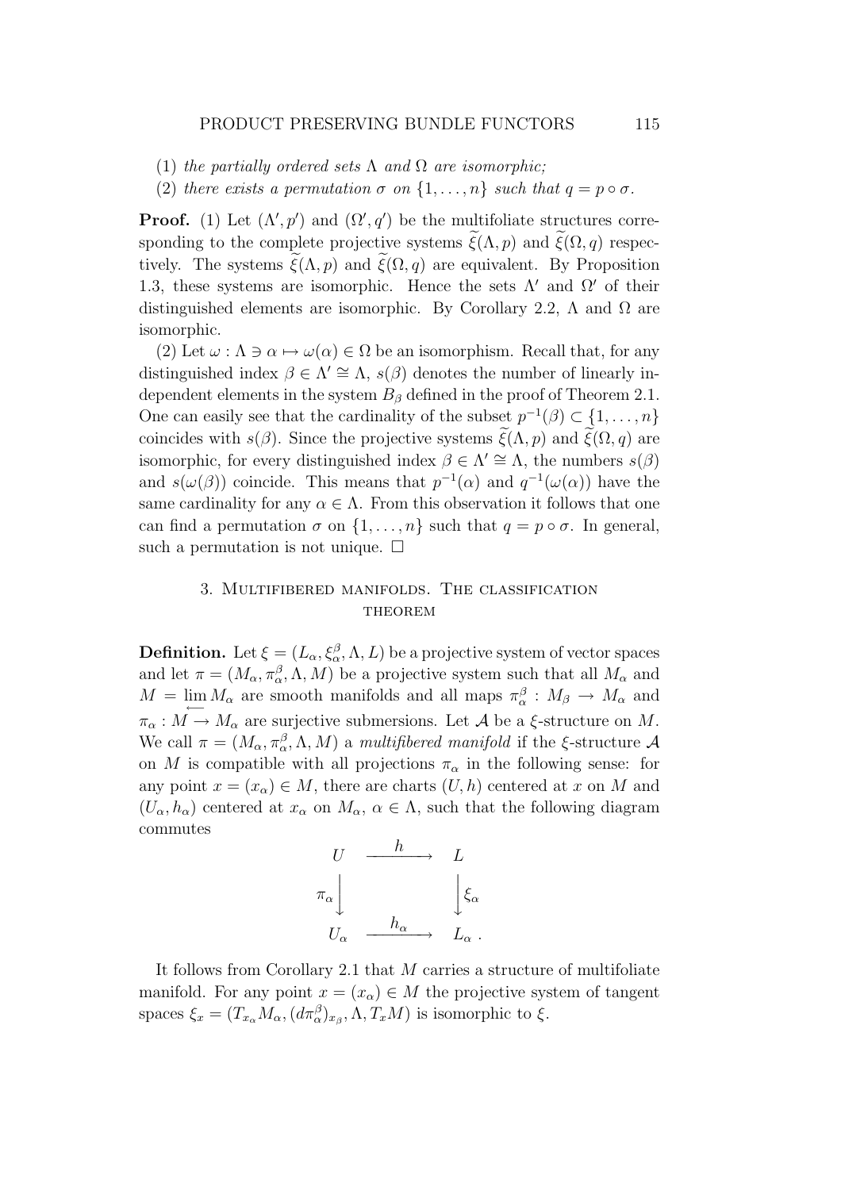(1) *the partially ordered sets* $\Lambda$ *and* $\Omega$ *are isomorphic;*

(2) *there exists a permutation* $\sigma$ *on* $\{1, \ldots, n\}$ *such that* $q = p \circ \sigma$.

**Proof.** (1) Let $(\Lambda', p')$ and $(\Omega', q')$ be the multifoliate structures corresponding to the complete projective systems $\widetilde{\xi}(\Lambda, p)$ and $\widetilde{\xi}(\Omega, q)$ respectively. The systems $\widetilde{\xi}(\Lambda, p)$ and $\widetilde{\xi}(\Omega, q)$ are equivalent. By Proposition 1.3, these systems are isomorphic. Hence the sets $\Lambda'$ and $\Omega'$ of their distinguished elements are isomorphic. By Corollary 2.2, $\Lambda$ and $\Omega$ are isomorphic.

(2) Let $\omega : \Lambda \ni \alpha \mapsto \omega(\alpha) \in \Omega$ be an isomorphism. Recall that, for any distinguished index $\beta \in \Lambda' \cong \Lambda$, $s(\beta)$ denotes the number of linearly independent elements in the system $B_\beta$ defined in the proof of Theorem 2.1. One can easily see that the cardinality of the subset $p^{-1}(\beta) \subset \{1, \ldots, n\}$ coincides with $s(\beta)$. Since the projective systems $\widetilde{\xi}(\Lambda, p)$ and $\widetilde{\xi}(\Omega, q)$ are isomorphic, for every distinguished index $\beta \in \Lambda' \cong \Lambda$, the numbers $s(\beta)$ and $s(\omega(\beta))$ coincide. This means that $p^{-1}(\alpha)$ and $q^{-1}(\omega(\alpha))$ have the same cardinality for any $\alpha \in \Lambda$. From this observation it follows that one can find a permutation $\sigma$ on $\{1, \ldots, n\}$ such that $q = p \circ \sigma$. In general, such a permutation is not unique. □

## 3. Multifibered manifolds. The classification theorem

**Definition.** Let $\xi = (L_\alpha, \xi_\alpha^\beta, \Lambda, L)$ be a projective system of vector spaces and let $\pi = (M_\alpha, \pi_\alpha^\beta, \Lambda, M)$ be a projective system such that all $M_\alpha$ and $M = \varprojlim M_\alpha$ are smooth manifolds and all maps $\pi_\alpha^\beta : M_\beta \to M_\alpha$ and $\pi_\alpha : M \to M_\alpha$ are surjective submersions. Let $\mathcal{A}$ be a $\xi$-structure on $M$. We call $\pi = (M_\alpha, \pi_\alpha^\beta, \Lambda, M)$ a *multifibered manifold* if the $\xi$-structure $\mathcal{A}$ on $M$ is compatible with all projections $\pi_\alpha$ in the following sense: for any point $x = (x_\alpha) \in M$, there are charts $(U, h)$ centered at $x$ on $M$ and $(U_\alpha, h_\alpha)$ centered at $x_\alpha$ on $M_\alpha$, $\alpha \in \Lambda$, such that the following diagram commutes

$$\begin{array}{ccc} U & \xrightarrow{\quad h \quad} & L \\ {\scriptstyle \pi_\alpha}\Big\downarrow & & \Big\downarrow{\scriptstyle \xi_\alpha} \\ U_\alpha & \xrightarrow{\quad h_\alpha \quad} & L_\alpha\,. \end{array}$$

It follows from Corollary 2.1 that $M$ carries a structure of multifoliate manifold. For any point $x = (x_\alpha) \in M$ the projective system of tangent spaces $\xi_x = (T_{x_\alpha} M_\alpha, (d\pi_\alpha^\beta)_{x_\beta}, \Lambda, T_x M)$ is isomorphic to $\xi$.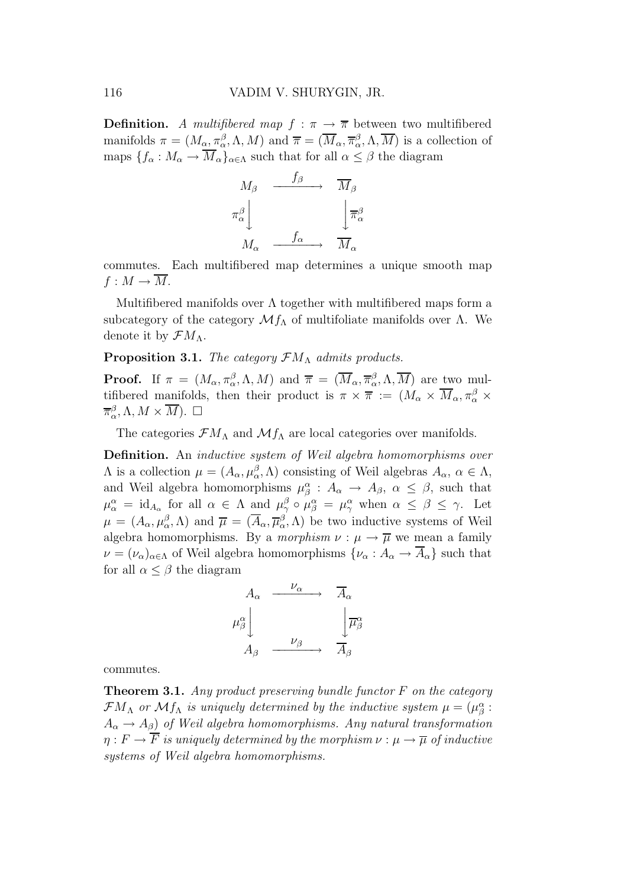**Definition.** *A multifibered map* $f : \pi \to \overline{\pi}$ between two multifibered manifolds $\pi = (M_\alpha, \pi_\alpha^\beta, \Lambda, M)$ and $\overline{\pi} = (\overline{M}_\alpha, \overline{\pi}_\alpha^\beta, \Lambda, \overline{M})$ is a collection of maps $\{f_\alpha : M_\alpha \to \overline{M}_\alpha\}_{\alpha\in\Lambda}$ such that for all $\alpha \leq \beta$ the diagram

$$\begin{array}{ccc} M_\beta & \xrightarrow{\quad f_\beta \quad} & \overline{M}_\beta \\ {\scriptstyle \pi_\alpha^\beta}\Big\downarrow & & \Big\downarrow{\scriptstyle \overline{\pi}_\alpha^\beta} \\ M_\alpha & \xrightarrow{\quad f_\alpha \quad} & \overline{M}_\alpha \end{array}$$

commutes. Each multifibered map determines a unique smooth map $f : M \to \overline{M}$.

Multifibered manifolds over $\Lambda$ together with multifibered maps form a subcategory of the category $\mathcal{M}f_\Lambda$ of multifoliate manifolds over $\Lambda$. We denote it by $\mathcal{F}M_\Lambda$.

**Proposition 3.1.** *The category $\mathcal{F}M_\Lambda$ admits products.*

**Proof.** If $\pi = (M_\alpha, \pi_\alpha^\beta, \Lambda, M)$ and $\overline{\pi} = (\overline{M}_\alpha, \overline{\pi}_\alpha^\beta, \Lambda, \overline{M})$ are two multifibered manifolds, then their product is $\pi \times \overline{\pi} := (M_\alpha \times \overline{M}_\alpha, \pi_\alpha^\beta \times \overline{\pi}_\alpha^\beta, \Lambda, M \times \overline{M})$. $\square$

The categories $\mathcal{F}M_\Lambda$ and $\mathcal{M}f_\Lambda$ are local categories over manifolds.

**Definition.** An *inductive system of Weil algebra homomorphisms over* $\Lambda$ is a collection $\mu = (A_\alpha, \mu_\alpha^\beta, \Lambda)$ consisting of Weil algebras $A_\alpha$, $\alpha \in \Lambda$, and Weil algebra homomorphisms $\mu_\beta^\alpha : A_\alpha \to A_\beta$, $\alpha \leq \beta$, such that $\mu_\alpha^\alpha = \mathrm{id}_{A_\alpha}$ for all $\alpha \in \Lambda$ and $\mu_\gamma^\beta \circ \mu_\beta^\alpha = \mu_\gamma^\alpha$ when $\alpha \leq \beta \leq \gamma$. Let $\mu = (A_\alpha, \mu_\alpha^\beta, \Lambda)$ and $\overline{\mu} = (\overline{A}_\alpha, \overline{\mu}_\alpha^\beta, \Lambda)$ be two inductive systems of Weil algebra homomorphisms. By a *morphism* $\nu : \mu \to \overline{\mu}$ we mean a family $\nu = (\nu_\alpha)_{\alpha\in\Lambda}$ of Weil algebra homomorphisms $\{\nu_\alpha : A_\alpha \to \overline{A}_\alpha\}$ such that for all $\alpha \leq \beta$ the diagram

$$\begin{array}{ccc} A_\alpha & \xrightarrow{\quad \nu_\alpha \quad} & \overline{A}_\alpha \\ {\scriptstyle \mu_\beta^\alpha}\Big\downarrow & & \Big\downarrow{\scriptstyle \overline{\mu}_\beta^\alpha} \\ A_\beta & \xrightarrow{\quad \nu_\beta \quad} & \overline{A}_\beta \end{array}$$

commutes.

**Theorem 3.1.** *Any product preserving bundle functor $F$ on the category $\mathcal{F}M_\Lambda$ or $\mathcal{M}f_\Lambda$ is uniquely determined by the inductive system $\mu = (\mu_\beta^\alpha : A_\alpha \to A_\beta)$ of Weil algebra homomorphisms. Any natural transformation $\eta : F \to \overline{F}$ is uniquely determined by the morphism $\nu : \mu \to \overline{\mu}$ of inductive systems of Weil algebra homomorphisms.*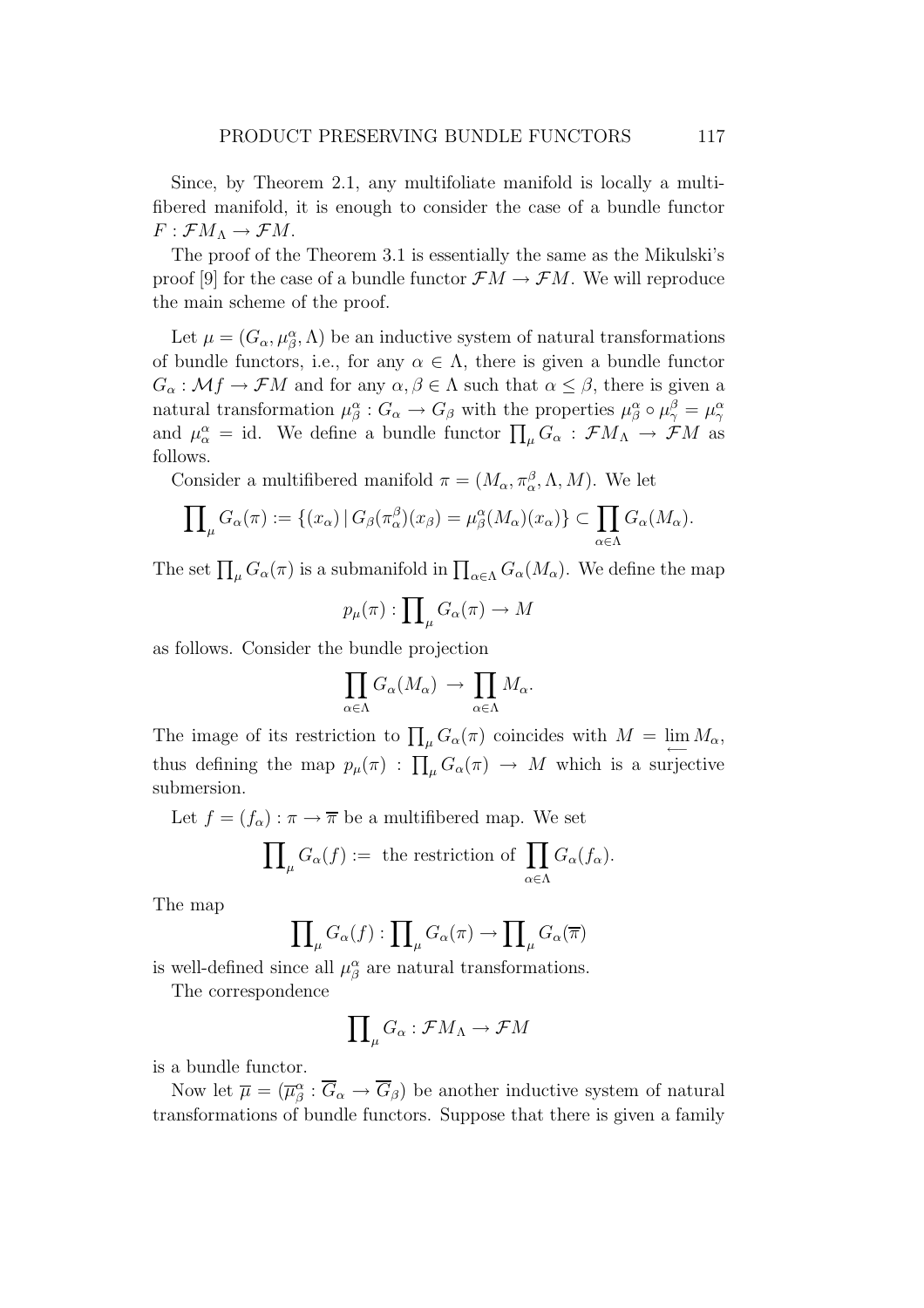Since, by Theorem 2.1, any multifoliate manifold is locally a multifibered manifold, it is enough to consider the case of a bundle functor $F : \mathcal{FM}_\Lambda \to \mathcal{FM}$.

The proof of the Theorem 3.1 is essentially the same as the Mikulski's proof [9] for the case of a bundle functor $\mathcal{FM} \to \mathcal{FM}$. We will reproduce the main scheme of the proof.

Let $\mu = (G_\alpha, \mu^\alpha_\beta, \Lambda)$ be an inductive system of natural transformations of bundle functors, i.e., for any $\alpha \in \Lambda$, there is given a bundle functor $G_\alpha : \mathcal{M}f \to \mathcal{FM}$ and for any $\alpha, \beta \in \Lambda$ such that $\alpha \le \beta$, there is given a natural transformation $\mu^\alpha_\beta : G_\alpha \to G_\beta$ with the properties $\mu^\alpha_\beta \circ \mu^\beta_\gamma = \mu^\alpha_\gamma$ and $\mu^\alpha_\alpha = \mathrm{id}$. We define a bundle functor $\prod_\mu G_\alpha : \mathcal{FM}_\Lambda \to \mathcal{FM}$ as follows.

Consider a multifibered manifold $\pi = (M_\alpha, \pi^\beta_\alpha, \Lambda, M)$. We let

$$\prod\nolimits_\mu G_\alpha(\pi) := \{(x_\alpha) \,|\, G_\beta(\pi^\beta_\alpha)(x_\beta) = \mu^\alpha_\beta(M_\alpha)(x_\alpha)\} \subset \prod_{\alpha\in\Lambda} G_\alpha(M_\alpha).$$

The set $\prod_\mu G_\alpha(\pi)$ is a submanifold in $\prod_{\alpha\in\Lambda} G_\alpha(M_\alpha)$. We define the map

$$p_\mu(\pi) : \prod\nolimits_\mu G_\alpha(\pi) \to M$$

as follows. Consider the bundle projection

$$\prod_{\alpha\in\Lambda} G_\alpha(M_\alpha) \to \prod_{\alpha\in\Lambda} M_\alpha.$$

The image of its restriction to $\prod_\mu G_\alpha(\pi)$ coincides with $M = \varprojlim M_\alpha$, thus defining the map $p_\mu(\pi) : \prod_\mu G_\alpha(\pi) \to M$ which is a surjective submersion.

Let $f = (f_\alpha) : \pi \to \overline{\pi}$ be a multifibered map. We set

$$\prod\nolimits_\mu G_\alpha(f) := \text{ the restriction of } \prod_{\alpha\in\Lambda} G_\alpha(f_\alpha).$$

The map

$$\prod\nolimits_\mu G_\alpha(f) : \prod\nolimits_\mu G_\alpha(\pi) \to \prod\nolimits_\mu G_\alpha(\overline{\pi})$$

is well-defined since all $\mu^\alpha_\beta$ are natural transformations.

The correspondence

$$\prod\nolimits_\mu G_\alpha : \mathcal{FM}_\Lambda \to \mathcal{FM}$$

is a bundle functor.

Now let $\overline{\mu} = (\overline{\mu}^\alpha_\beta : \overline{G}_\alpha \to \overline{G}_\beta)$ be another inductive system of natural transformations of bundle functors. Suppose that there is given a family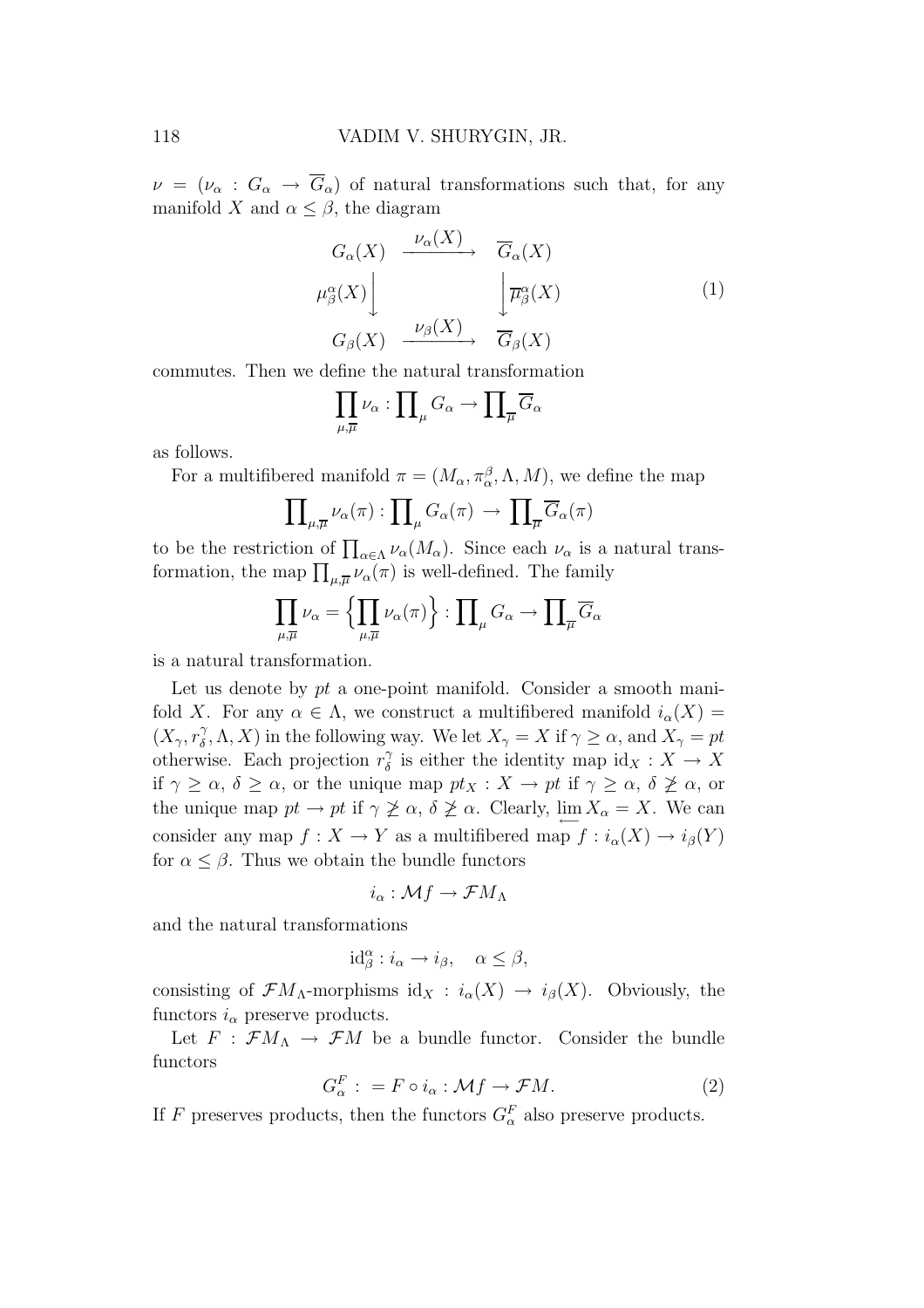$\nu = (\nu_\alpha : G_\alpha \to \overline{G}_\alpha)$ of natural transformations such that, for any manifold $X$ and $\alpha \leq \beta$, the diagram

$$\begin{array}{ccc} G_\alpha(X) & \xrightarrow{\nu_\alpha(X)} & \overline{G}_\alpha(X) \\ \mu^\alpha_\beta(X) \Big\downarrow & & \Big\downarrow \overline{\mu}^\alpha_\beta(X) \\ G_\beta(X) & \xrightarrow{\nu_\beta(X)} & \overline{G}_\beta(X) \end{array} \tag{1}$$

commutes. Then we define the natural transformation

$$\prod_{\mu,\overline{\mu}} \nu_\alpha : \prod\nolimits_\mu G_\alpha \to \prod\nolimits_{\overline{\mu}} \overline{G}_\alpha$$

as follows.

For a multifibered manifold $\pi = (M_\alpha, \pi^\beta_\alpha, \Lambda, M)$, we define the map

$$\prod\nolimits_{\mu,\overline{\mu}} \nu_\alpha(\pi) : \prod\nolimits_\mu G_\alpha(\pi) \to \prod\nolimits_{\overline{\mu}} \overline{G}_\alpha(\pi)$$

to be the restriction of $\prod_{\alpha\in\Lambda} \nu_\alpha(M_\alpha)$. Since each $\nu_\alpha$ is a natural transformation, the map $\prod_{\mu,\overline{\mu}} \nu_\alpha(\pi)$ is well-defined. The family

$$\prod_{\mu,\overline{\mu}} \nu_\alpha = \Big\{ \prod_{\mu,\overline{\mu}} \nu_\alpha(\pi) \Big\} : \prod\nolimits_\mu G_\alpha \to \prod\nolimits_{\overline{\mu}} \overline{G}_\alpha$$

is a natural transformation.

Let us denote by *pt* a one-point manifold. Consider a smooth manifold $X$. For any $\alpha \in \Lambda$, we construct a multifibered manifold $i_\alpha(X) = (X_\gamma, r^\gamma_\delta, \Lambda, X)$ in the following way. We let $X_\gamma = X$ if $\gamma \geq \alpha$, and $X_\gamma = pt$ otherwise. Each projection $r^\gamma_\delta$ is either the identity map $\mathrm{id}_X : X \to X$ if $\gamma \geq \alpha$, $\delta \geq \alpha$, or the unique map $pt_X : X \to pt$ if $\gamma \geq \alpha$, $\delta \not\geq \alpha$, or the unique map $pt \to pt$ if $\gamma \not\geq \alpha$, $\delta \not\geq \alpha$. Clearly, $\varprojlim X_\alpha = X$. We can consider any map $f : X \to Y$ as a multifibered map $f : i_\alpha(X) \to i_\beta(Y)$ for $\alpha \leq \beta$. Thus we obtain the bundle functors

$$i_\alpha : \mathcal{M}f \to \mathcal{F}M_\Lambda$$

and the natural transformations

$$\mathrm{id}^\alpha_\beta : i_\alpha \to i_\beta, \quad \alpha \leq \beta,$$

consisting of $\mathcal{F}M_\Lambda$-morphisms $\mathrm{id}_X : i_\alpha(X) \to i_\beta(X)$. Obviously, the functors $i_\alpha$ preserve products.

Let $F : \mathcal{F}M_\Lambda \to \mathcal{F}M$ be a bundle functor. Consider the bundle functors

$$G^F_\alpha : = F \circ i_\alpha : \mathcal{M}f \to \mathcal{F}M. \tag{2}$$

If $F$ preserves products, then the functors $G^F_\alpha$ also preserve products.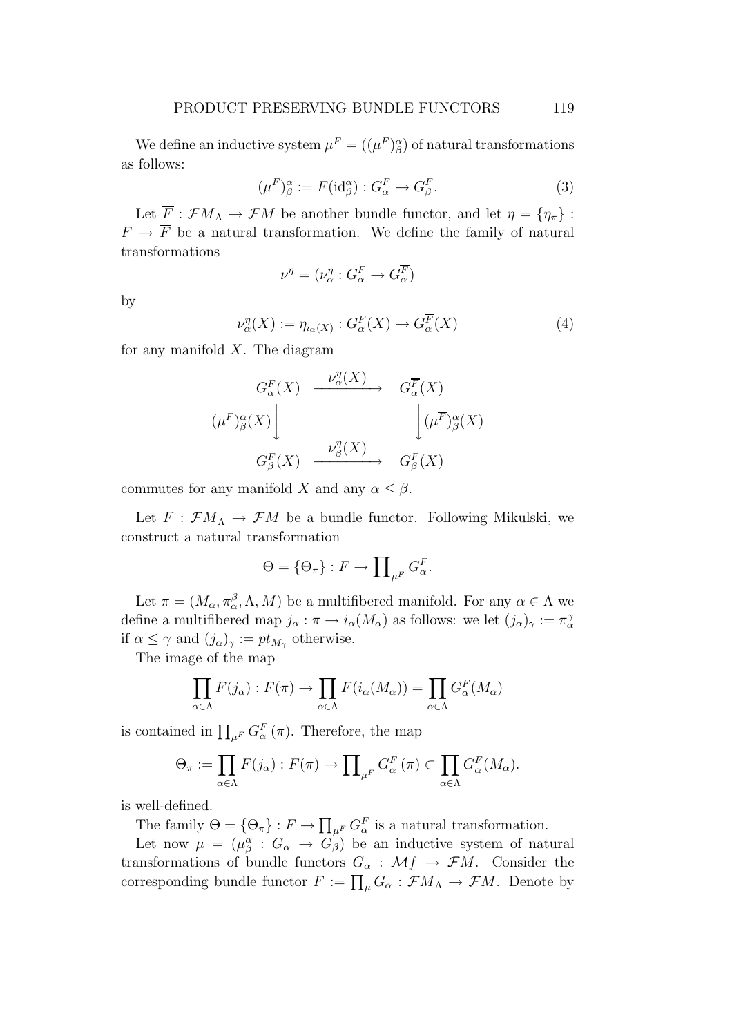We define an inductive system $\mu^F = ((\mu^F)^\alpha_\beta)$ of natural transformations as follows:

$$(\mu^F)^\alpha_\beta := F(\mathrm{id}^\alpha_\beta) : G^F_\alpha \to G^F_\beta. \tag{3}$$

Let $\overline{F} : \mathcal{F}M_\Lambda \to \mathcal{F}M$ be another bundle functor, and let $\eta = \{\eta_\pi\} : F \to \overline{F}$ be a natural transformation. We define the family of natural transformations

$$\nu^\eta = (\nu^\eta_\alpha : G^F_\alpha \to G^{\overline{F}}_\alpha)$$

by

$$\nu^\eta_\alpha(X) := \eta_{i_\alpha(X)} : G^F_\alpha(X) \to G^{\overline{F}}_\alpha(X) \tag{4}$$

for any manifold $X$. The diagram

$$\begin{array}{ccc} G^F_\alpha(X) & \xrightarrow{\nu^\eta_\alpha(X)} & G^{\overline{F}}_\alpha(X) \\ (\mu^F)^\alpha_\beta(X) \Big\downarrow & & \Big\downarrow (\mu^{\overline{F}})^\alpha_\beta(X) \\ G^F_\beta(X) & \xrightarrow{\nu^\eta_\beta(X)} & G^{\overline{F}}_\beta(X) \end{array}$$

commutes for any manifold $X$ and any $\alpha \le \beta$.

Let $F : \mathcal{F}M_\Lambda \to \mathcal{F}M$ be a bundle functor. Following Mikulski, we construct a natural transformation

$$\Theta = \{\Theta_\pi\} : F \to \prod\nolimits_{\mu^F} G^F_\alpha.$$

Let $\pi = (M_\alpha, \pi^\beta_\alpha, \Lambda, M)$ be a multifibered manifold. For any $\alpha \in \Lambda$ we define a multifibered map $j_\alpha : \pi \to i_\alpha(M_\alpha)$ as follows: we let $(j_\alpha)_\gamma := \pi^\gamma_\alpha$ if $\alpha \le \gamma$ and $(j_\alpha)_\gamma := pt_{M_\gamma}$ otherwise.

The image of the map

$$\prod_{\alpha\in\Lambda} F(j_\alpha) : F(\pi) \to \prod_{\alpha\in\Lambda} F(i_\alpha(M_\alpha)) = \prod_{\alpha\in\Lambda} G^F_\alpha(M_\alpha)$$

is contained in $\prod_{\mu^F} G^F_\alpha(\pi)$. Therefore, the map

$$\Theta_\pi := \prod_{\alpha\in\Lambda} F(j_\alpha) : F(\pi) \to \prod\nolimits_{\mu^F} G^F_\alpha(\pi) \subset \prod_{\alpha\in\Lambda} G^F_\alpha(M_\alpha).$$

is well-defined.

The family $\Theta = \{\Theta_\pi\} : F \to \prod_{\mu^F} G^F_\alpha$ is a natural transformation.

Let now $\mu = (\mu^\alpha_\beta : G_\alpha \to G_\beta)$ be an inductive system of natural transformations of bundle functors $G_\alpha : \mathcal{M}f \to \mathcal{F}M$. Consider the corresponding bundle functor $F := \prod_\mu G_\alpha : \mathcal{F}M_\Lambda \to \mathcal{F}M$. Denote by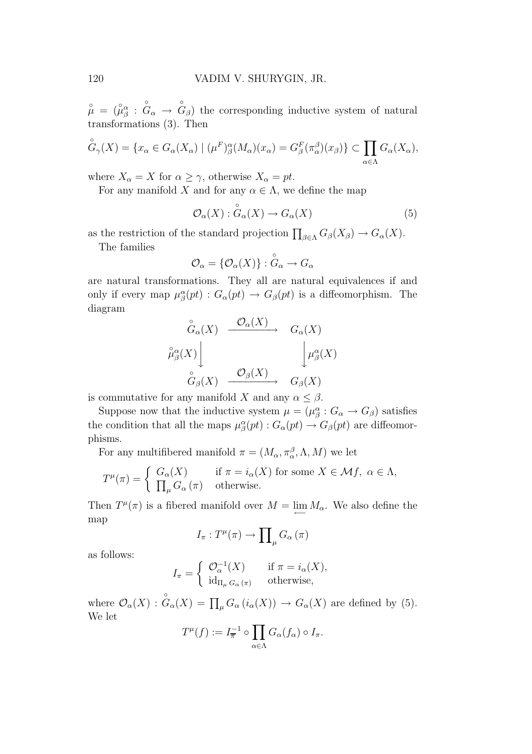$\overset{\circ}{\mu} = (\overset{\circ}{\mu}{}^{\alpha}_{\beta} : \overset{\circ}{G}_{\alpha} \to \overset{\circ}{G}_{\beta})$ the corresponding inductive system of natural transformations (3). Then

$$\overset{\circ}{G}_{\gamma}(X) = \{x_\alpha \in G_\alpha(X_\alpha) \mid (\mu^F)^{\alpha}_{\beta}(M_\alpha)(x_\alpha) = G^F_\beta(\pi^\beta_\alpha)(x_\beta)\} \subset \prod_{\alpha \in \Lambda} G_\alpha(X_\alpha),$$

where $X_\alpha = X$ for $\alpha \geq \gamma$, otherwise $X_\alpha = pt$.

For any manifold $X$ and for any $\alpha \in \Lambda$, we define the map

$$\mathcal{O}_\alpha(X) : \overset{\circ}{G}_\alpha(X) \to G_\alpha(X) \tag{5}$$

as the restriction of the standard projection $\prod_{\beta \in \Lambda} G_\beta(X_\beta) \to G_\alpha(X)$.

The families

$$\mathcal{O}_\alpha = \{\mathcal{O}_\alpha(X)\} : \overset{\circ}{G}_\alpha \to G_\alpha$$

are natural transformations. They all are natural equivalences if and only if every map $\mu^\alpha_\beta(pt) : G_\alpha(pt) \to G_\beta(pt)$ is a diffeomorphism. The diagram

$$\begin{array}{ccc}
\overset{\circ}{G}_\alpha(X) & \xrightarrow{\mathcal{O}_\alpha(X)} & G_\alpha(X) \\
\Big\downarrow{\scriptstyle \overset{\circ}{\mu}{}^\alpha_\beta(X)} & & \Big\downarrow{\scriptstyle \mu^\alpha_\beta(X)} \\
\overset{\circ}{G}_\beta(X) & \xrightarrow{\mathcal{O}_\beta(X)} & G_\beta(X)
\end{array}$$

is commutative for any manifold $X$ and any $\alpha \leq \beta$.

Suppose now that the inductive system $\mu = (\mu^\alpha_\beta : G_\alpha \to G_\beta)$ satisfies the condition that all the maps $\mu^\alpha_\beta(pt) : G_\alpha(pt) \to G_\beta(pt)$ are diffeomorphisms.

For any multifibered manifold $\pi = (M_\alpha, \pi^\beta_\alpha, \Lambda, M)$ we let

$$T^\mu(\pi) = \begin{cases} G_\alpha(X) & \text{if } \pi = i_\alpha(X) \text{ for some } X \in \mathcal{M}f,\ \alpha \in \Lambda, \\ \prod_\mu G_\alpha(\pi) & \text{otherwise.} \end{cases}$$

Then $T^\mu(\pi)$ is a fibered manifold over $M = \varprojlim M_\alpha$. We also define the map

$$I_\pi : T^\mu(\pi) \to \prod\nolimits_\mu G_\alpha(\pi)$$

as follows:

$$I_\pi = \begin{cases} \mathcal{O}^{-1}_\alpha(X) & \text{if } \pi = i_\alpha(X), \\ \mathrm{id}_{\prod_\mu G_\alpha(\pi)} & \text{otherwise,} \end{cases}$$

where $\mathcal{O}_\alpha(X) : \overset{\circ}{G}_\alpha(X) = \prod_\mu G_\alpha(i_\alpha(X)) \to G_\alpha(X)$ are defined by (5). We let

$$T^\mu(f) := I^{-1}_{\overline{\pi}} \circ \prod_{\alpha \in \Lambda} G_\alpha(f_\alpha) \circ I_\pi.$$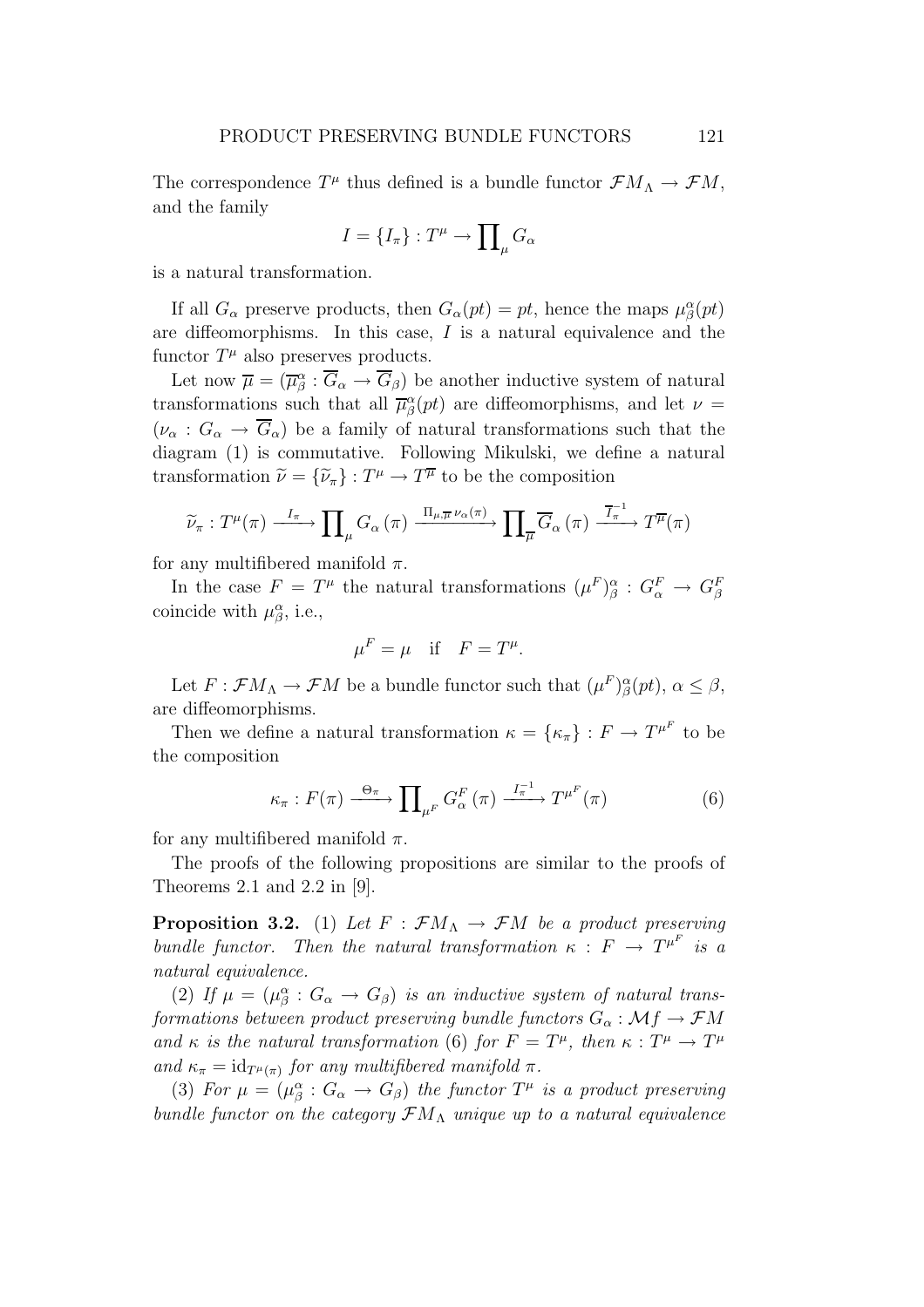The correspondence $T^\mu$ thus defined is a bundle functor $\mathcal{FM}_\Lambda \to \mathcal{FM}$, and the family

$$I = \{I_\pi\} : T^\mu \to \prod\nolimits_\mu G_\alpha$$

is a natural transformation.

If all $G_\alpha$ preserve products, then $G_\alpha(pt) = pt$, hence the maps $\mu^\alpha_\beta(pt)$ are diffeomorphisms. In this case, $I$ is a natural equivalence and the functor $T^\mu$ also preserves products.

Let now $\overline{\mu} = (\overline{\mu}^\alpha_\beta : \overline{G}_\alpha \to \overline{G}_\beta)$ be another inductive system of natural transformations such that all $\overline{\mu}^\alpha_\beta(pt)$ are diffeomorphisms, and let $\nu = (\nu_\alpha : G_\alpha \to \overline{G}_\alpha)$ be a family of natural transformations such that the diagram (1) is commutative. Following Mikulski, we define a natural transformation $\widetilde{\nu} = \{\widetilde{\nu}_\pi\} : T^\mu \to T^{\overline{\mu}}$ to be the composition

$$\widetilde{\nu}_\pi : T^\mu(\pi) \xrightarrow{I_\pi} \prod\nolimits_\mu G_\alpha(\pi) \xrightarrow{\Pi_{\mu,\overline{\mu}}\, \nu_\alpha(\pi)} \prod\nolimits_{\overline{\mu}} \overline{G}_\alpha(\pi) \xrightarrow{\overline{I}_\pi^{-1}} T^{\overline{\mu}}(\pi)$$

for any multifibered manifold $\pi$.

In the case $F = T^\mu$ the natural transformations $(\mu^F)^\alpha_\beta : G^F_\alpha \to G^F_\beta$ coincide with $\mu^\alpha_\beta$, i.e.,

$$\mu^F = \mu \quad \text{if} \quad F = T^\mu.$$

Let $F : \mathcal{FM}_\Lambda \to \mathcal{FM}$ be a bundle functor such that $(\mu^F)^\alpha_\beta(pt)$, $\alpha \le \beta$, are diffeomorphisms.

Then we define a natural transformation $\kappa = \{\kappa_\pi\} : F \to T^{\mu^F}$ to be the composition

$$\kappa_\pi : F(\pi) \xrightarrow{\Theta_\pi} \prod\nolimits_{\mu^F} G^F_\alpha(\pi) \xrightarrow{I_\pi^{-1}} T^{\mu^F}(\pi) \tag{6}$$

for any multifibered manifold $\pi$.

The proofs of the following propositions are similar to the proofs of Theorems 2.1 and 2.2 in [9].

**Proposition 3.2.** (1) *Let $F : \mathcal{FM}_\Lambda \to \mathcal{FM}$ be a product preserving bundle functor. Then the natural transformation $\kappa : F \to T^{\mu^F}$ is a natural equivalence.*

(2) *If $\mu = (\mu^\alpha_\beta : G_\alpha \to G_\beta)$ is an inductive system of natural transformations between product preserving bundle functors $G_\alpha : \mathcal{M}f \to \mathcal{FM}$ and $\kappa$ is the natural transformation (6) for $F = T^\mu$, then $\kappa : T^\mu \to T^\mu$ and $\kappa_\pi = \mathrm{id}_{T^\mu(\pi)}$ for any multifibered manifold $\pi$.*

(3) *For $\mu = (\mu^\alpha_\beta : G_\alpha \to G_\beta)$ the functor $T^\mu$ is a product preserving bundle functor on the category $\mathcal{FM}_\Lambda$ unique up to a natural equivalence*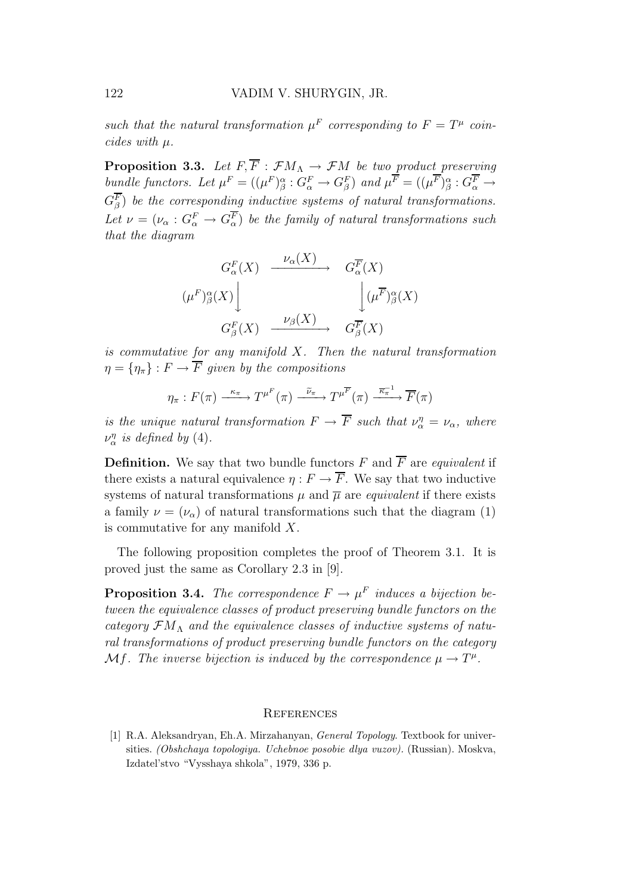*such that the natural transformation $\mu^F$ corresponding to $F = T^\mu$ coincides with $\mu$.*

**Proposition 3.3.** *Let $F, \overline{F} : \mathcal{FM}_\Lambda \to \mathcal{FM}$ be two product preserving bundle functors. Let $\mu^F = ((\mu^F)^\alpha_\beta : G^F_\alpha \to G^F_\beta)$ and $\mu^{\overline{F}} = ((\mu^{\overline{F}})^\alpha_\beta : G^{\overline{F}}_\alpha \to G^{\overline{F}}_\beta)$ be the corresponding inductive systems of natural transformations. Let $\nu = (\nu_\alpha : G^F_\alpha \to G^{\overline{F}}_\alpha)$ be the family of natural transformations such that the diagram*

$$
\begin{array}{ccc}
G^F_\alpha(X) & \xrightarrow{\quad \nu_\alpha(X) \quad} & G^{\overline{F}}_\alpha(X) \\
{\scriptstyle (\mu^F)^\alpha_\beta(X)} \Big\downarrow & & \Big\downarrow {\scriptstyle (\mu^{\overline{F}})^\alpha_\beta(X)} \\
G^F_\beta(X) & \xrightarrow{\quad \nu_\beta(X) \quad} & G^{\overline{F}}_\beta(X)
\end{array}
$$

*is commutative for any manifold $X$. Then the natural transformation $\eta = \{\eta_\pi\} : F \to \overline{F}$ given by the compositions*

$$
\eta_\pi : F(\pi) \xrightarrow{\kappa_\pi} T^{\mu^F}(\pi) \xrightarrow{\widetilde{\nu}_\pi} T^{\mu^{\overline{F}}}(\pi) \xrightarrow{\overline{\kappa}_\pi^{-1}} \overline{F}(\pi)
$$

*is the unique natural transformation $F \to \overline{F}$ such that $\nu^\eta_\alpha = \nu_\alpha$, where $\nu^\eta_\alpha$ is defined by (4).*

**Definition.** We say that two bundle functors $F$ and $\overline{F}$ are *equivalent* if there exists a natural equivalence $\eta : F \to \overline{F}$. We say that two inductive systems of natural transformations $\mu$ and $\overline{\mu}$ are *equivalent* if there exists a family $\nu = (\nu_\alpha)$ of natural transformations such that the diagram (1) is commutative for any manifold $X$.

The following proposition completes the proof of Theorem 3.1. It is proved just the same as Corollary 2.3 in [9].

**Proposition 3.4.** *The correspondence $F \to \mu^F$ induces a bijection between the equivalence classes of product preserving bundle functors on the category $\mathcal{FM}_\Lambda$ and the equivalence classes of inductive systems of natural transformations of product preserving bundle functors on the category $\mathcal{M}f$. The inverse bijection is induced by the correspondence $\mu \to T^\mu$.*

## References

[1] R.A. Aleksandryan, Eh.A. Mirzahanyan, *General Topology*. Textbook for universities. *(Obshchaya topologiya. Uchebnoe posobie dlya vuzov)*. (Russian). Moskva, Izdatel'stvo "Vysshaya shkola", 1979, 336 p.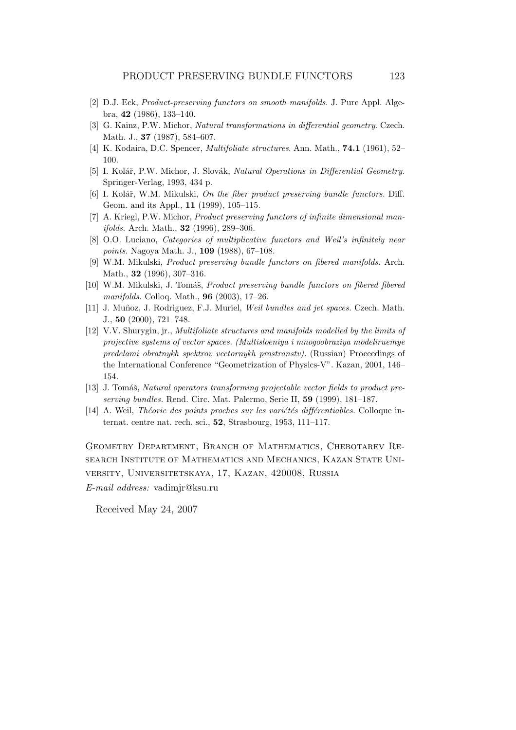[2] D.J. Eck, *Product-preserving functors on smooth manifolds.* J. Pure Appl. Algebra, **42** (1986), 133–140.

[3] G. Kainz, P.W. Michor, *Natural transformations in differential geometry.* Czech. Math. J., **37** (1987), 584–607.

[4] K. Kodaira, D.C. Spencer, *Multifoliate structures.* Ann. Math., **74.1** (1961), 52–100.

[5] I. Kolář, P.W. Michor, J. Slovák, *Natural Operations in Differential Geometry.* Springer-Verlag, 1993, 434 p.

[6] I. Kolář, W.M. Mikulski, *On the fiber product preserving bundle functors.* Diff. Geom. and its Appl., **11** (1999), 105–115.

[7] A. Kriegl, P.W. Michor, *Product preserving functors of infinite dimensional manifolds.* Arch. Math., **32** (1996), 289–306.

[8] O.O. Luciano, *Categories of multiplicative functors and Weil's infinitely near points.* Nagoya Math. J., **109** (1988), 67–108.

[9] W.M. Mikulski, *Product preserving bundle functors on fibered manifolds.* Arch. Math., **32** (1996), 307–316.

[10] W.M. Mikulski, J. Tomáš, *Product preserving bundle functors on fibered fibered manifolds.* Colloq. Math., **96** (2003), 17–26.

[11] J. Muñoz, J. Rodriguez, F.J. Muriel, *Weil bundles and jet spaces.* Czech. Math. J., **50** (2000), 721–748.

[12] V.V. Shurygin, jr., *Multifoliate structures and manifolds modelled by the limits of projective systems of vector spaces. (Multisloeniya i mnogoobraziya modeliruemye predelami obratnykh spektrov vectornykh prostranstv).* (Russian) Proceedings of the International Conference "Geometrization of Physics-V". Kazan, 2001, 146–154.

[13] J. Tomáš, *Natural operators transforming projectable vector fields to product preserving bundles.* Rend. Circ. Mat. Palermo, Serie II, **59** (1999), 181–187.

[14] A. Weil, *Théorie des points proches sur les variétés différentiables.* Colloque internat. centre nat. rech. sci., **52**, Strasbourg, 1953, 111–117.

Geometry Department, Branch of Mathematics, Chebotarev Research Institute of Mathematics and Mechanics, Kazan State University, Universitetskaya, 17, Kazan, 420008, Russia

*E-mail address:* vadimjr@ksu.ru

Received May 24, 2007